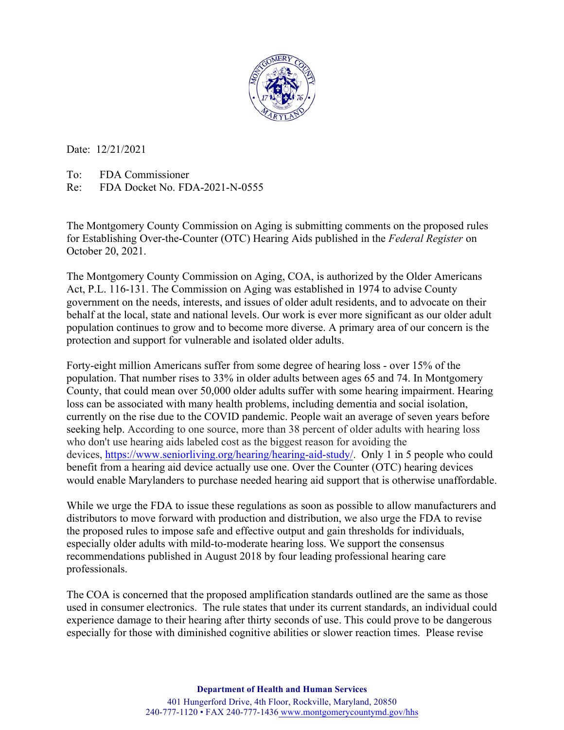Date: 12/21/2021

To: FDA Commissioner
Re: FDA Docket No. FDA-2021-N-0555

The Montgomery County Commission on Aging is submitting comments on the proposed rules for Establishing Over-the-Counter (OTC) Hearing Aids published in the *Federal Register* on October 20, 2021.

The Montgomery County Commission on Aging, COA, is authorized by the Older Americans Act, P.L. 116-131. The Commission on Aging was established in 1974 to advise County government on the needs, interests, and issues of older adult residents, and to advocate on their behalf at the local, state and national levels. Our work is ever more significant as our older adult population continues to grow and to become more diverse. A primary area of our concern is the protection and support for vulnerable and isolated older adults.

Forty-eight million Americans suffer from some degree of hearing loss - over 15% of the population. That number rises to 33% in older adults between ages 65 and 74. In Montgomery County, that could mean over 50,000 older adults suffer with some hearing impairment. Hearing loss can be associated with many health problems, including dementia and social isolation, currently on the rise due to the COVID pandemic. People wait an average of seven years before seeking help. According to one source, more than 38 percent of older adults with hearing loss who don't use hearing aids labeled cost as the biggest reason for avoiding the devices, https://www.seniorliving.org/hearing/hearing-aid-study/. Only 1 in 5 people who could benefit from a hearing aid device actually use one. Over the Counter (OTC) hearing devices would enable Marylanders to purchase needed hearing aid support that is otherwise unaffordable.

While we urge the FDA to issue these regulations as soon as possible to allow manufacturers and distributors to move forward with production and distribution, we also urge the FDA to revise the proposed rules to impose safe and effective output and gain thresholds for individuals, especially older adults with mild-to-moderate hearing loss. We support the consensus recommendations published in August 2018 by four leading professional hearing care professionals.

The COA is concerned that the proposed amplification standards outlined are the same as those used in consumer electronics. The rule states that under its current standards, an individual could experience damage to their hearing after thirty seconds of use. This could prove to be dangerous especially for those with diminished cognitive abilities or slower reaction times. Please revise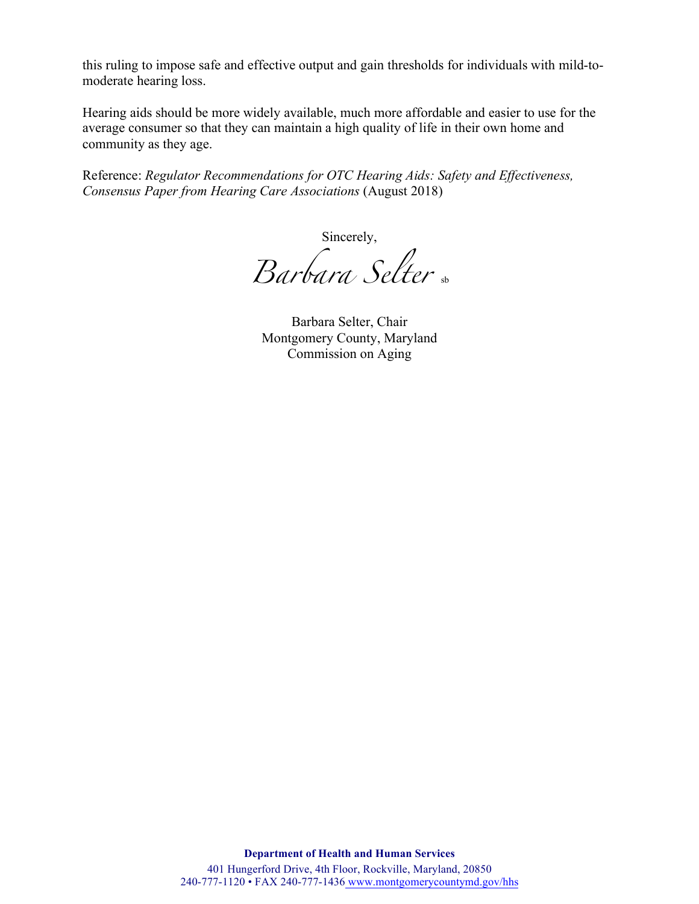this ruling to impose safe and effective output and gain thresholds for individuals with mild-to-moderate hearing loss.

Hearing aids should be more widely available, much more affordable and easier to use for the average consumer so that they can maintain a high quality of life in their own home and community as they age.

Reference: *Regulator Recommendations for OTC Hearing Aids: Safety and Effectiveness, Consensus Paper from Hearing Care Associations* (August 2018)

Sincerely,

*Barbara Selter* sb

Barbara Selter, Chair
Montgomery County, Maryland
Commission on Aging

**Department of Health and Human Services**
401 Hungerford Drive, 4th Floor, Rockville, Maryland, 20850
240-777-1120 • FAX 240-777-1436 www.montgomerycountymd.gov/hhs